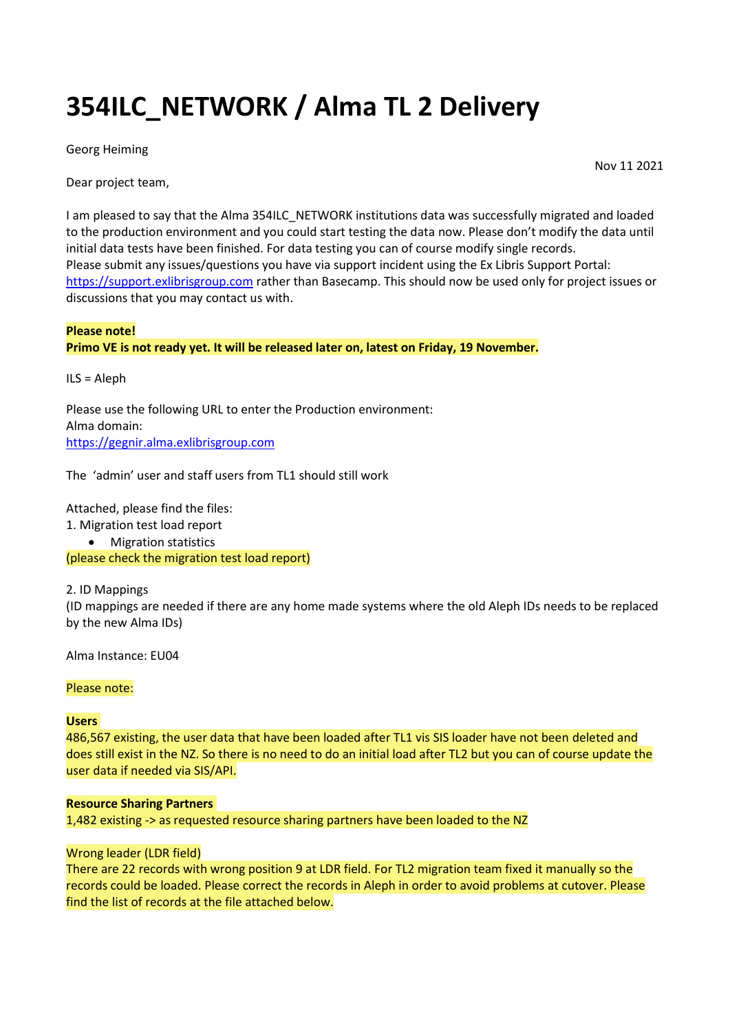# 354ILC_NETWORK / Alma TL 2 Delivery

Georg Heiming

Nov 11 2021

Dear project team,

I am pleased to say that the Alma 354ILC_NETWORK institutions data was successfully migrated and loaded to the production environment and you could start testing the data now. Please don't modify the data until initial data tests have been finished. For data testing you can of course modify single records.
Please submit any issues/questions you have via support incident using the Ex Libris Support Portal: https://support.exlibrisgroup.com rather than Basecamp. This should now be used only for project issues or discussions that you may contact us with.

**Please note!**
**Primo VE is not ready yet. It will be released later on, latest on Friday, 19 November.**

ILS = Aleph

Please use the following URL to enter the Production environment:
Alma domain:
https://gegnir.alma.exlibrisgroup.com

The 'admin' user and staff users from TL1 should still work

Attached, please find the files:
1. Migration test load report
   - Migration statistics

(please check the migration test load report)

2. ID Mappings
(ID mappings are needed if there are any home made systems where the old Aleph IDs needs to be replaced by the new Alma IDs)

Alma Instance: EU04

Please note:

**Users**
486,567 existing, the user data that have been loaded after TL1 vis SIS loader have not been deleted and does still exist in the NZ. So there is no need to do an initial load after TL2 but you can of course update the user data if needed via SIS/API.

**Resource Sharing Partners**
1,482 existing -> as requested resource sharing partners have been loaded to the NZ

Wrong leader (LDR field)
There are 22 records with wrong position 9 at LDR field. For TL2 migration team fixed it manually so the records could be loaded. Please correct the records in Aleph in order to avoid problems at cutover. Please find the list of records at the file attached below.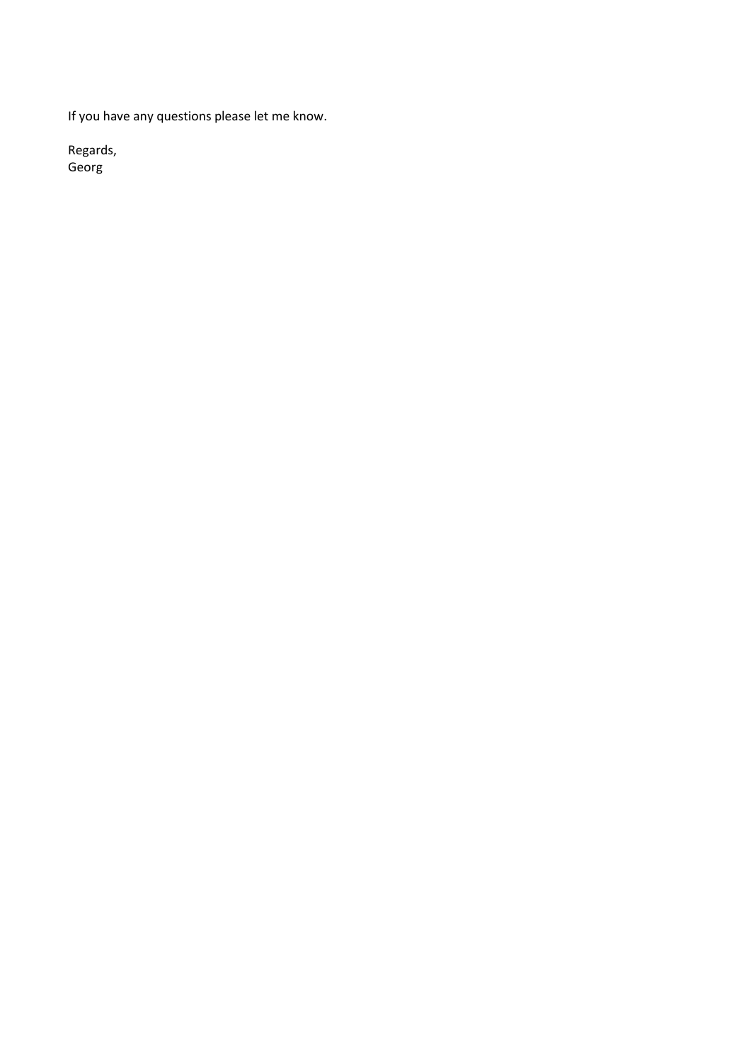If you have any questions please let me know.

Regards,
Georg